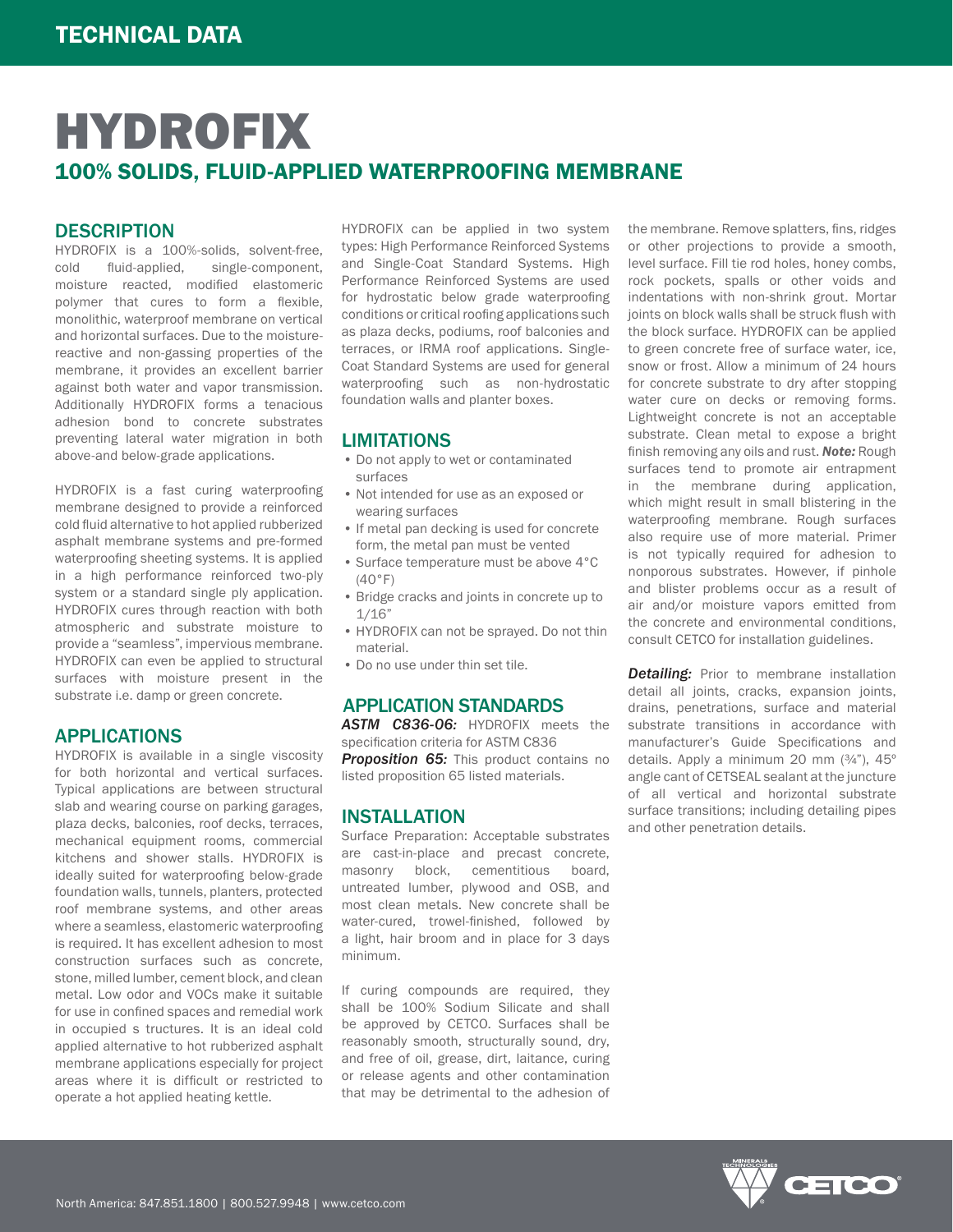# HYDROFIX

## 100% SOLIDS, FLUID-APPLIED WATERPROOFING MEMBRANE

### DESCRIPTION

HYDROFIX is a 100%-solids, solvent-free, cold fluid-applied, single-component, moisture reacted, modified elastomeric polymer that cures to form a flexible, monolithic, waterproof membrane on vertical and horizontal surfaces. Due to the moisture-reactive and non-gassing properties of the membrane, it provides an excellent barrier against both water and vapor transmission. Additionally HYDROFIX forms a tenacious adhesion bond to concrete substrates preventing lateral water migration in both above-and below-grade applications.

HYDROFIX is a fast curing waterproofing membrane designed to provide a reinforced cold fluid alternative to hot applied rubberized asphalt membrane systems and pre-formed waterproofing sheeting systems. It is applied in a high performance reinforced two-ply system or a standard single ply application. HYDROFIX cures through reaction with both atmospheric and substrate moisture to provide a "seamless", impervious membrane. HYDROFIX can even be applied to structural surfaces with moisture present in the substrate i.e. damp or green concrete.

### APPLICATIONS

HYDROFIX is available in a single viscosity for both horizontal and vertical surfaces. Typical applications are between structural slab and wearing course on parking garages, plaza decks, balconies, roof decks, terraces, mechanical equipment rooms, commercial kitchens and shower stalls. HYDROFIX is ideally suited for waterproofing below-grade foundation walls, tunnels, planters, protected roof membrane systems, and other areas where a seamless, elastomeric waterproofing is required. It has excellent adhesion to most construction surfaces such as concrete, stone, milled lumber, cement block, and clean metal. Low odor and VOCs make it suitable for use in confined spaces and remedial work in occupied s tructures. It is an ideal cold applied alternative to hot rubberized asphalt membrane applications especially for project areas where it is difficult or restricted to operate a hot applied heating kettle.

HYDROFIX can be applied in two system types: High Performance Reinforced Systems and Single-Coat Standard Systems. High Performance Reinforced Systems are used for hydrostatic below grade waterproofing conditions or critical roofing applications such as plaza decks, podiums, roof balconies and terraces, or IRMA roof applications. Single-Coat Standard Systems are used for general waterproofing such as non-hydrostatic foundation walls and planter boxes.

### LIMITATIONS

- Do not apply to wet or contaminated surfaces
- Not intended for use as an exposed or wearing surfaces
- If metal pan decking is used for concrete form, the metal pan must be vented
- Surface temperature must be above 4°C (40°F)
- Bridge cracks and joints in concrete up to 1/16"
- HYDROFIX can not be sprayed. Do not thin material.
- Do no use under thin set tile.

### APPLICATION STANDARDS

***ASTM C836-06:*** HYDROFIX meets the specification criteria for ASTM C836

***Proposition 65:*** This product contains no listed proposition 65 listed materials.

### INSTALLATION

Surface Preparation: Acceptable substrates are cast-in-place and precast concrete, masonry block, cementitious board, untreated lumber, plywood and OSB, and most clean metals. New concrete shall be water-cured, trowel-finished, followed by a light, hair broom and in place for 3 days minimum.

If curing compounds are required, they shall be 100% Sodium Silicate and shall be approved by CETCO. Surfaces shall be reasonably smooth, structurally sound, dry, and free of oil, grease, dirt, laitance, curing or release agents and other contamination that may be detrimental to the adhesion of the membrane. Remove splatters, fins, ridges or other projections to provide a smooth, level surface. Fill tie rod holes, honey combs, rock pockets, spalls or other voids and indentations with non-shrink grout. Mortar joints on block walls shall be struck flush with the block surface. HYDROFIX can be applied to green concrete free of surface water, ice, snow or frost. Allow a minimum of 24 hours for concrete substrate to dry after stopping water cure on decks or removing forms. Lightweight concrete is not an acceptable substrate. Clean metal to expose a bright finish removing any oils and rust. ***Note:*** Rough surfaces tend to promote air entrapment in the membrane during application, which might result in small blistering in the waterproofing membrane. Rough surfaces also require use of more material. Primer is not typically required for adhesion to nonporous substrates. However, if pinhole and blister problems occur as a result of air and/or moisture vapors emitted from the concrete and environmental conditions, consult CETCO for installation guidelines.

***Detailing:*** Prior to membrane installation detail all joints, cracks, expansion joints, drains, penetrations, surface and material substrate transitions in accordance with manufacturer's Guide Specifications and details. Apply a minimum 20 mm (¾"), 45º angle cant of CETSEAL sealant at the juncture of all vertical and horizontal substrate surface transitions; including detailing pipes and other penetration details.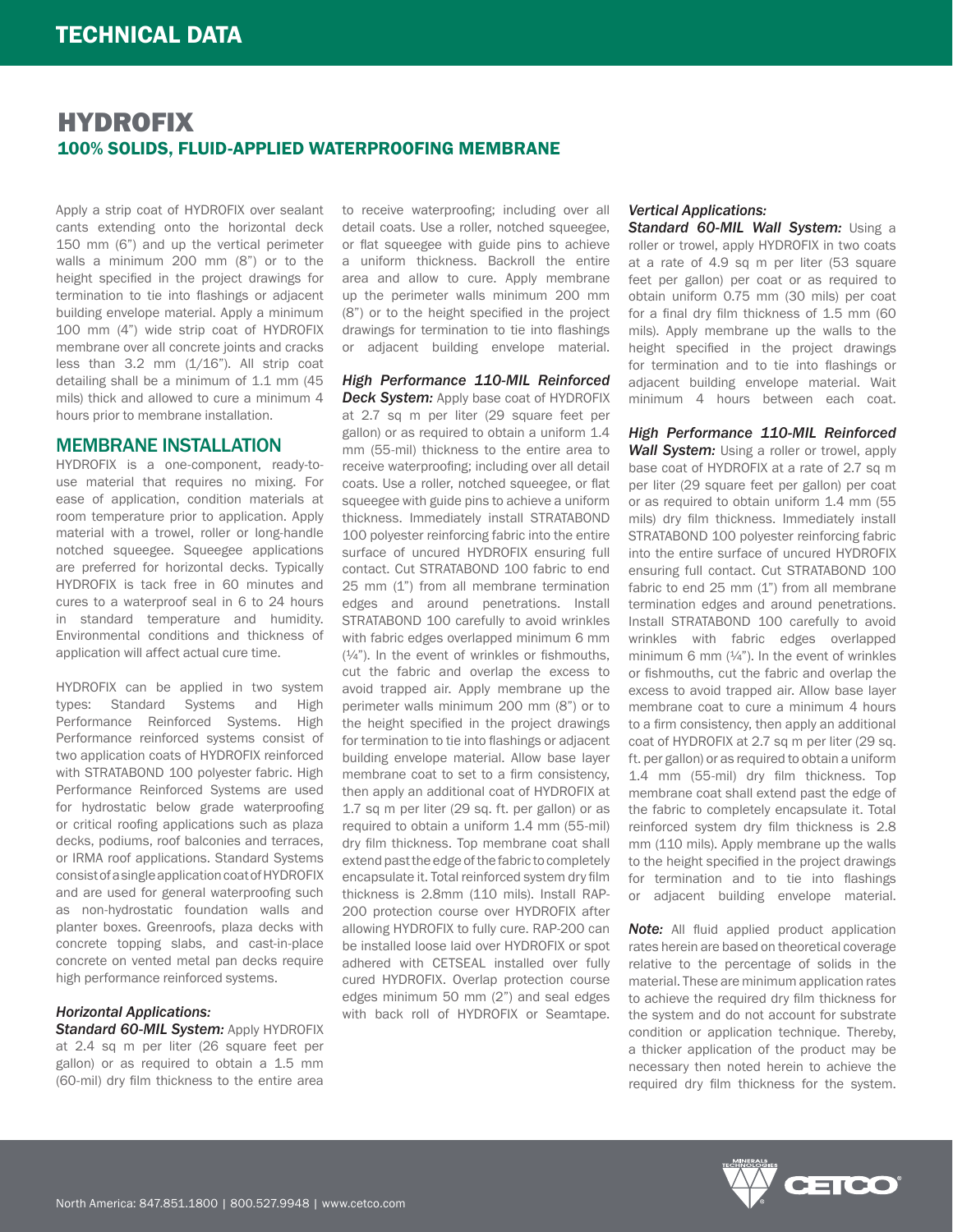# HYDROFIX

## 100% SOLIDS, FLUID-APPLIED WATERPROOFING MEMBRANE

Apply a strip coat of HYDROFIX over sealant cants extending onto the horizontal deck 150 mm (6") and up the vertical perimeter walls a minimum 200 mm (8") or to the height specified in the project drawings for termination to tie into flashings or adjacent building envelope material. Apply a minimum 100 mm (4") wide strip coat of HYDROFIX membrane over all concrete joints and cracks less than 3.2 mm (1/16"). All strip coat detailing shall be a minimum of 1.1 mm (45 mils) thick and allowed to cure a minimum 4 hours prior to membrane installation.

## MEMBRANE INSTALLATION

HYDROFIX is a one-component, ready-to-use material that requires no mixing. For ease of application, condition materials at room temperature prior to application. Apply material with a trowel, roller or long-handle notched squeegee. Squeegee applications are preferred for horizontal decks. Typically HYDROFIX is tack free in 60 minutes and cures to a waterproof seal in 6 to 24 hours in standard temperature and humidity. Environmental conditions and thickness of application will affect actual cure time.

HYDROFIX can be applied in two system types: Standard Systems and High Performance Reinforced Systems. High Performance reinforced systems consist of two application coats of HYDROFIX reinforced with STRATABOND 100 polyester fabric. High Performance Reinforced Systems are used for hydrostatic below grade waterproofing or critical roofing applications such as plaza decks, podiums, roof balconies and terraces, or IRMA roof applications. Standard Systems consist of a single application coat of HYDROFIX and are used for general waterproofing such as non-hydrostatic foundation walls and planter boxes. Greenroofs, plaza decks with concrete topping slabs, and cast-in-place concrete on vented metal pan decks require high performance reinforced systems.

### *Horizontal Applications:*

***Standard 60-MIL System:*** Apply HYDROFIX at 2.4 sq m per liter (26 square feet per gallon) or as required to obtain a 1.5 mm (60-mil) dry film thickness to the entire area to receive waterproofing; including over all detail coats. Use a roller, notched squeegee, or flat squeegee with guide pins to achieve a uniform thickness. Backroll the entire area and allow to cure. Apply membrane up the perimeter walls minimum 200 mm (8") or to the height specified in the project drawings for termination to tie into flashings or adjacent building envelope material.

***High Performance 110-MIL Reinforced Deck System:*** Apply base coat of HYDROFIX at 2.7 sq m per liter (29 square feet per gallon) or as required to obtain a uniform 1.4 mm (55-mil) thickness to the entire area to receive waterproofing; including over all detail coats. Use a roller, notched squeegee, or flat squeegee with guide pins to achieve a uniform thickness. Immediately install STRATABOND 100 polyester reinforcing fabric into the entire surface of uncured HYDROFIX ensuring full contact. Cut STRATABOND 100 fabric to end 25 mm (1") from all membrane termination edges and around penetrations. Install STRATABOND 100 carefully to avoid wrinkles with fabric edges overlapped minimum 6 mm (¼"). In the event of wrinkles or fishmouths, cut the fabric and overlap the excess to avoid trapped air. Apply membrane up the perimeter walls minimum 200 mm (8") or to the height specified in the project drawings for termination to tie into flashings or adjacent building envelope material. Allow base layer membrane coat to set to a firm consistency, then apply an additional coat of HYDROFIX at 1.7 sq m per liter (29 sq. ft. per gallon) or as required to obtain a uniform 1.4 mm (55-mil) dry film thickness. Top membrane coat shall extend past the edge of the fabric to completely encapsulate it. Total reinforced system dry film thickness is 2.8mm (110 mils). Install RAP-200 protection course over HYDROFIX after allowing HYDROFIX to fully cure. RAP-200 can be installed loose laid over HYDROFIX or spot adhered with CETSEAL installed over fully cured HYDROFIX. Overlap protection course edges minimum 50 mm (2") and seal edges with back roll of HYDROFIX or Seamtape.

### *Vertical Applications:*

***Standard 60-MIL Wall System:*** Using a roller or trowel, apply HYDROFIX in two coats at a rate of 4.9 sq m per liter (53 square feet per gallon) per coat or as required to obtain uniform 0.75 mm (30 mils) per coat for a final dry film thickness of 1.5 mm (60 mils). Apply membrane up the walls to the height specified in the project drawings for termination and to tie into flashings or adjacent building envelope material. Wait minimum 4 hours between each coat.

***High Performance 110-MIL Reinforced Wall System:*** Using a roller or trowel, apply base coat of HYDROFIX at a rate of 2.7 sq m per liter (29 square feet per gallon) per coat or as required to obtain uniform 1.4 mm (55 mils) dry film thickness. Immediately install STRATABOND 100 polyester reinforcing fabric into the entire surface of uncured HYDROFIX ensuring full contact. Cut STRATABOND 100 fabric to end 25 mm (1") from all membrane termination edges and around penetrations. Install STRATABOND 100 carefully to avoid wrinkles with fabric edges overlapped minimum 6 mm (¼"). In the event of wrinkles or fishmouths, cut the fabric and overlap the excess to avoid trapped air. Allow base layer membrane coat to cure a minimum 4 hours to a firm consistency, then apply an additional coat of HYDROFIX at 2.7 sq m per liter (29 sq. ft. per gallon) or as required to obtain a uniform 1.4 mm (55-mil) dry film thickness. Top membrane coat shall extend past the edge of the fabric to completely encapsulate it. Total reinforced system dry film thickness is 2.8 mm (110 mils). Apply membrane up the walls to the height specified in the project drawings for termination and to tie into flashings or adjacent building envelope material.

***Note:*** All fluid applied product application rates herein are based on theoretical coverage relative to the percentage of solids in the material. These are minimum application rates to achieve the required dry film thickness for the system and do not account for substrate condition or application technique. Thereby, a thicker application of the product may be necessary then noted herein to achieve the required dry film thickness for the system.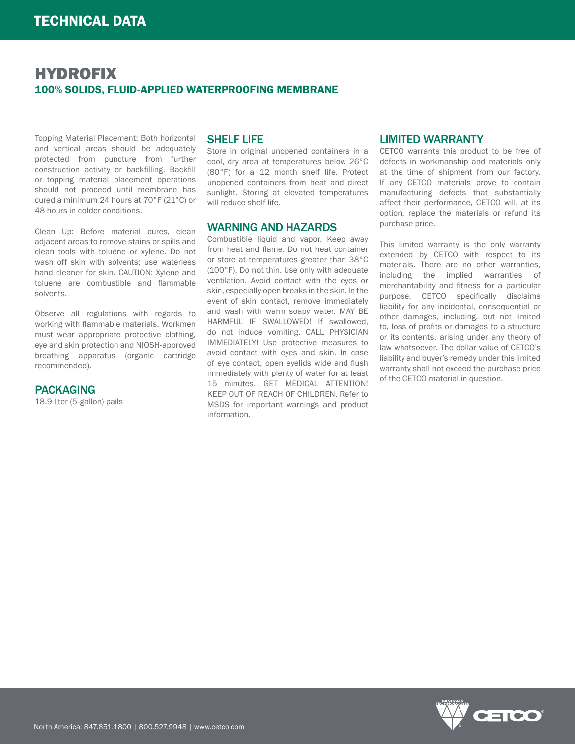# HYDROFIX

## 100% SOLIDS, FLUID-APPLIED WATERPROOFING MEMBRANE

Topping Material Placement: Both horizontal and vertical areas should be adequately protected from puncture from further construction activity or backfilling. Backfill or topping material placement operations should not proceed until membrane has cured a minimum 24 hours at 70°F (21°C) or 48 hours in colder conditions.

Clean Up: Before material cures, clean adjacent areas to remove stains or spills and clean tools with toluene or xylene. Do not wash off skin with solvents; use waterless hand cleaner for skin. CAUTION: Xylene and toluene are combustible and flammable solvents.

Observe all regulations with regards to working with flammable materials. Workmen must wear appropriate protective clothing, eye and skin protection and NIOSH-approved breathing apparatus (organic cartridge recommended).

### PACKAGING

18.9 liter (5-gallon) pails

### SHELF LIFE

Store in original unopened containers in a cool, dry area at temperatures below 26°C (80°F) for a 12 month shelf life. Protect unopened containers from heat and direct sunlight. Storing at elevated temperatures will reduce shelf life.

### WARNING AND HAZARDS

Combustible liquid and vapor. Keep away from heat and flame. Do not heat container or store at temperatures greater than 38°C (100°F). Do not thin. Use only with adequate ventilation. Avoid contact with the eyes or skin, especially open breaks in the skin. In the event of skin contact, remove immediately and wash with warm soapy water. MAY BE HARMFUL IF SWALLOWED! If swallowed, do not induce vomiting. CALL PHYSICIAN IMMEDIATELY! Use protective measures to avoid contact with eyes and skin. In case of eye contact, open eyelids wide and flush immediately with plenty of water for at least 15 minutes. GET MEDICAL ATTENTION! KEEP OUT OF REACH OF CHILDREN. Refer to MSDS for important warnings and product information.

### LIMITED WARRANTY

CETCO warrants this product to be free of defects in workmanship and materials only at the time of shipment from our factory. If any CETCO materials prove to contain manufacturing defects that substantially affect their performance, CETCO will, at its option, replace the materials or refund its purchase price.

This limited warranty is the only warranty extended by CETCO with respect to its materials. There are no other warranties, including the implied warranties of merchantability and fitness for a particular purpose. CETCO specifically disclaims liability for any incidental, consequential or other damages, including, but not limited to, loss of profits or damages to a structure or its contents, arising under any theory of law whatsoever. The dollar value of CETCO's liability and buyer's remedy under this limited warranty shall not exceed the purchase price of the CETCO material in question.

North America: 847.851.1800 | 800.527.9948 | www.cetco.com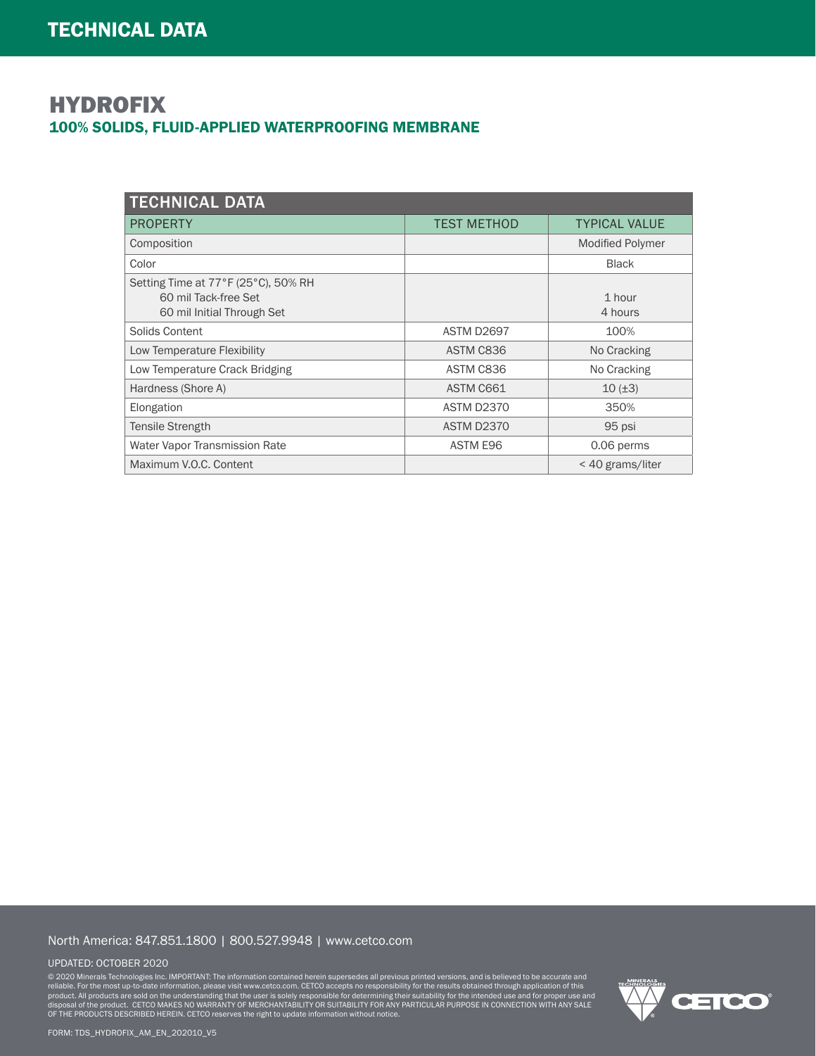# TECHNICAL DATA

## HYDROFIX

### 100% SOLIDS, FLUID-APPLIED WATERPROOFING MEMBRANE

| TECHNICAL DATA | | |
|---|---|---|
| PROPERTY | TEST METHOD | TYPICAL VALUE |
| Composition | | Modified Polymer |
| Color | | Black |
| Setting Time at 77°F (25°C), 50% RH<br>60 mil Tack-free Set<br>60 mil Initial Through Set | | <br>1 hour<br>4 hours |
| Solids Content | ASTM D2697 | 100% |
| Low Temperature Flexibility | ASTM C836 | No Cracking |
| Low Temperature Crack Bridging | ASTM C836 | No Cracking |
| Hardness (Shore A) | ASTM C661 | 10 (±3) |
| Elongation | ASTM D2370 | 350% |
| Tensile Strength | ASTM D2370 | 95 psi |
| Water Vapor Transmission Rate | ASTM E96 | 0.06 perms |
| Maximum V.O.C. Content | | < 40 grams/liter |

North America: 847.851.1800 | 800.527.9948 | www.cetco.com

UPDATED: OCTOBER 2020

© 2020 Minerals Technologies Inc. IMPORTANT: The information contained herein supersedes all previous printed versions, and is believed to be accurate and reliable. For the most up-to-date information, please visit www.cetco.com. CETCO accepts no responsibility for the results obtained through application of this product. All products are sold on the understanding that the user is solely responsible for determining their suitability for the intended use and for proper use and disposal of the product. CETCO MAKES NO WARRANTY OF MERCHANTABILITY OR SUITABILITY FOR ANY PARTICULAR PURPOSE IN CONNECTION WITH ANY SALE OF THE PRODUCTS DESCRIBED HEREIN. CETCO reserves the right to update information without notice.

FORM: TDS_HYDROFIX_AM_EN_202010_V5